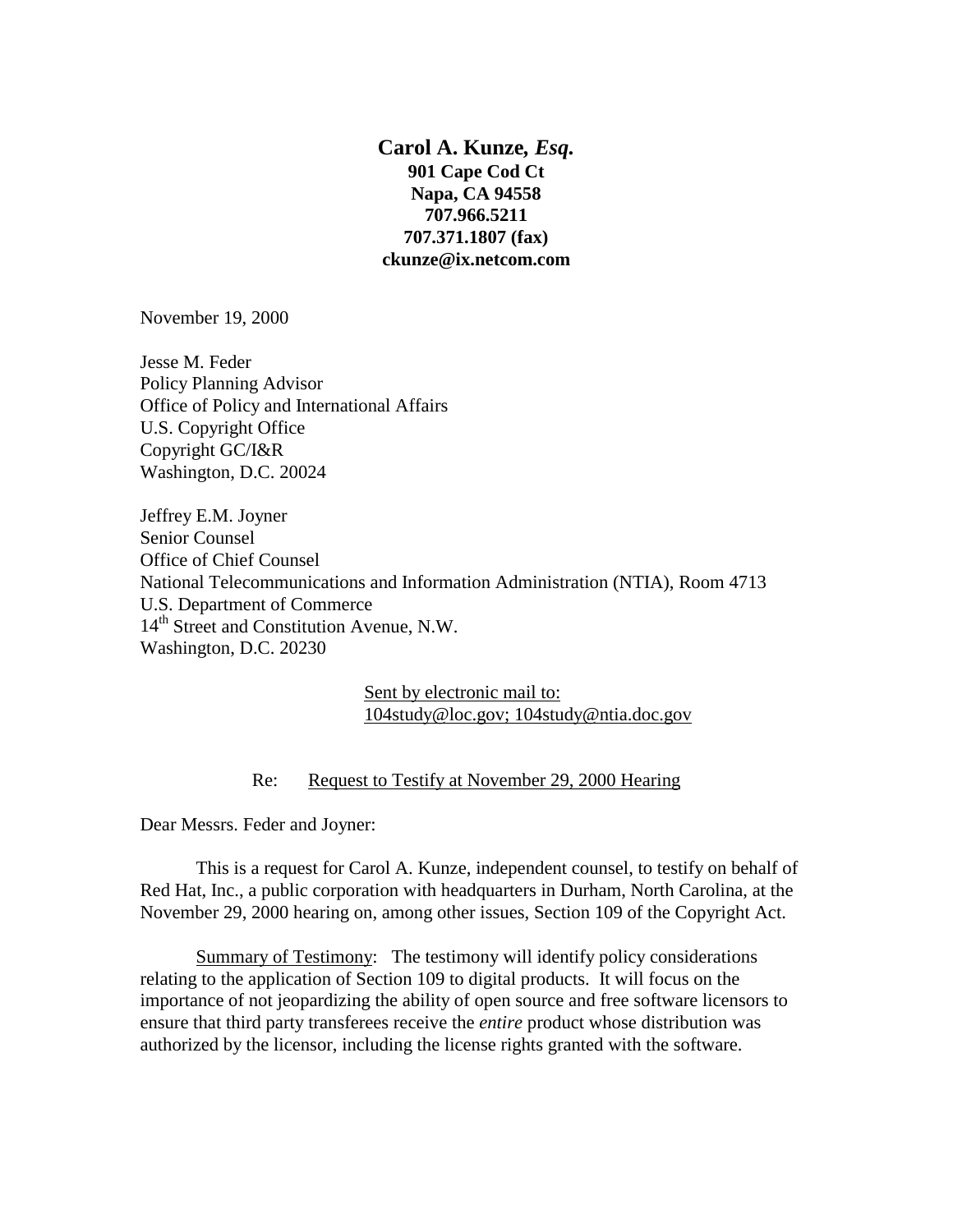**Carol A. Kunze,** ***Esq.***
**901 Cape Cod Ct**
**Napa, CA 94558**
**707.966.5211**
**707.371.1807 (fax)**
**ckunze@ix.netcom.com**

November 19, 2000

Jesse M. Feder
Policy Planning Advisor
Office of Policy and International Affairs
U.S. Copyright Office
Copyright GC/I&R
Washington, D.C. 20024

Jeffrey E.M. Joyner
Senior Counsel
Office of Chief Counsel
National Telecommunications and Information Administration (NTIA), Room 4713
U.S. Department of Commerce
14th Street and Constitution Avenue, N.W.
Washington, D.C. 20230

Sent by electronic mail to:
104study@loc.gov; 104study@ntia.doc.gov

Re: Request to Testify at November 29, 2000 Hearing

Dear Messrs. Feder and Joyner:

This is a request for Carol A. Kunze, independent counsel, to testify on behalf of Red Hat, Inc., a public corporation with headquarters in Durham, North Carolina, at the November 29, 2000 hearing on, among other issues, Section 109 of the Copyright Act.

Summary of Testimony: The testimony will identify policy considerations relating to the application of Section 109 to digital products. It will focus on the importance of not jeopardizing the ability of open source and free software licensors to ensure that third party transferees receive the *entire* product whose distribution was authorized by the licensor, including the license rights granted with the software.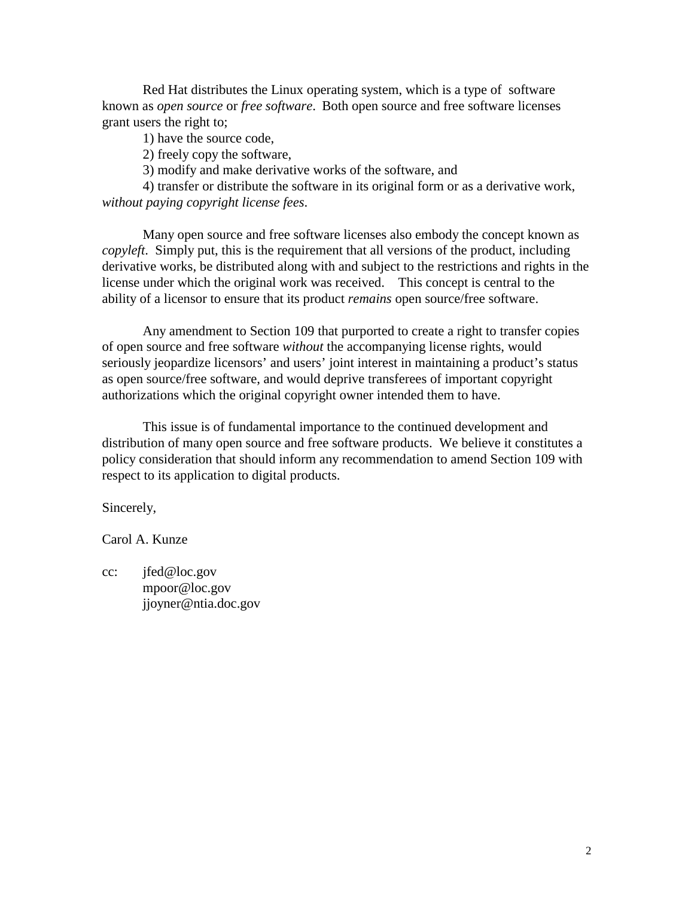Red Hat distributes the Linux operating system, which is a type of software known as *open source* or *free software*. Both open source and free software licenses grant users the right to;

1) have the source code,
2) freely copy the software,
3) modify and make derivative works of the software, and
4) transfer or distribute the software in its original form or as a derivative work, *without paying copyright license fees*.

Many open source and free software licenses also embody the concept known as *copyleft*. Simply put, this is the requirement that all versions of the product, including derivative works, be distributed along with and subject to the restrictions and rights in the license under which the original work was received. This concept is central to the ability of a licensor to ensure that its product *remains* open source/free software.

Any amendment to Section 109 that purported to create a right to transfer copies of open source and free software *without* the accompanying license rights, would seriously jeopardize licensors' and users' joint interest in maintaining a product's status as open source/free software, and would deprive transferees of important copyright authorizations which the original copyright owner intended them to have.

This issue is of fundamental importance to the continued development and distribution of many open source and free software products. We believe it constitutes a policy consideration that should inform any recommendation to amend Section 109 with respect to its application to digital products.

Sincerely,

Carol A. Kunze

cc: jfed@loc.gov
mpoor@loc.gov
jjoyner@ntia.doc.gov